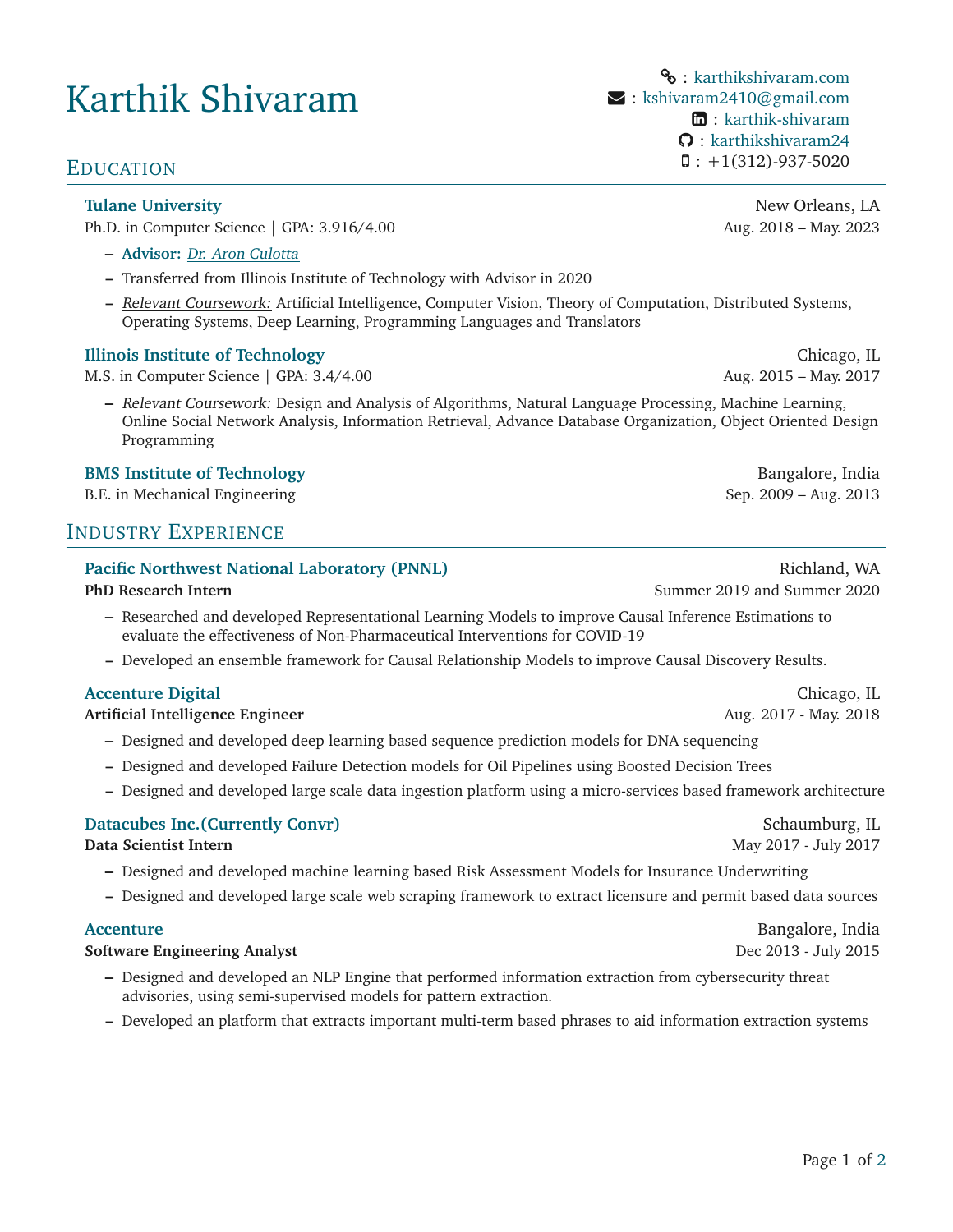# Karthik Shivaram

: karthikshivaram.com
: kshivaram2410@gmail.com
: karthik-shivaram
: karthikshivaram24
: +1(312)-937-5020

## Education

**Tulane University** — New Orleans, LA
Ph.D. in Computer Science | GPA: 3.916/4.00 — Aug. 2018 – May. 2023

- **Advisor:** *Dr. Aron Culotta*
- Transferred from Illinois Institute of Technology with Advisor in 2020
- *Relevant Coursework:* Artificial Intelligence, Computer Vision, Theory of Computation, Distributed Systems, Operating Systems, Deep Learning, Programming Languages and Translators

**Illinois Institute of Technology** — Chicago, IL
M.S. in Computer Science | GPA: 3.4/4.00 — Aug. 2015 – May. 2017

- *Relevant Coursework:* Design and Analysis of Algorithms, Natural Language Processing, Machine Learning, Online Social Network Analysis, Information Retrieval, Advance Database Organization, Object Oriented Design Programming

**BMS Institute of Technology** — Bangalore, India
B.E. in Mechanical Engineering — Sep. 2009 – Aug. 2013

## Industry Experience

**Pacific Northwest National Laboratory (PNNL)** — Richland, WA
**PhD Research Intern** — Summer 2019 and Summer 2020

- Researched and developed Representational Learning Models to improve Causal Inference Estimations to evaluate the effectiveness of Non-Pharmaceutical Interventions for COVID-19
- Developed an ensemble framework for Causal Relationship Models to improve Causal Discovery Results.

**Accenture Digital** — Chicago, IL
**Artificial Intelligence Engineer** — Aug. 2017 - May. 2018

- Designed and developed deep learning based sequence prediction models for DNA sequencing
- Designed and developed Failure Detection models for Oil Pipelines using Boosted Decision Trees
- Designed and developed large scale data ingestion platform using a micro-services based framework architecture

**Datacubes Inc.(Currently Convr)** — Schaumburg, IL
**Data Scientist Intern** — May 2017 - July 2017

- Designed and developed machine learning based Risk Assessment Models for Insurance Underwriting
- Designed and developed large scale web scraping framework to extract licensure and permit based data sources

**Accenture** — Bangalore, India
**Software Engineering Analyst** — Dec 2013 - July 2015

- Designed and developed an NLP Engine that performed information extraction from cybersecurity threat advisories, using semi-supervised models for pattern extraction.
- Developed an platform that extracts important multi-term based phrases to aid information extraction systems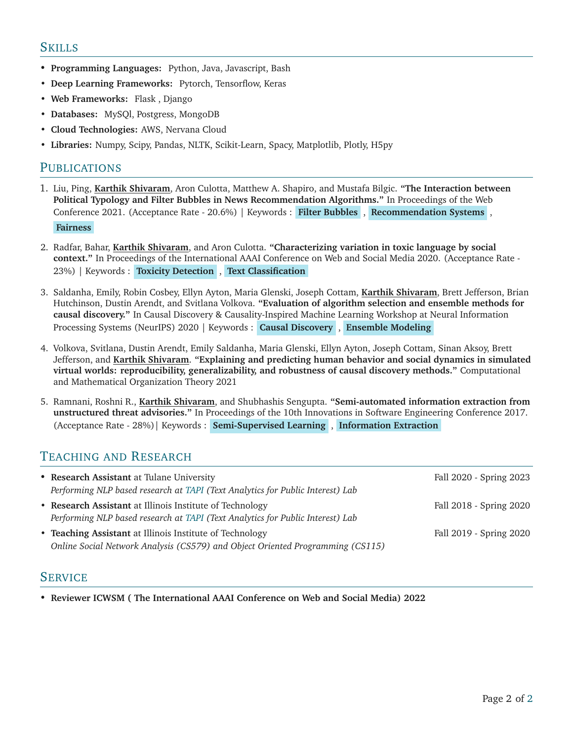## Skills

- **Programming Languages:** Python, Java, Javascript, Bash
- **Deep Learning Frameworks:** Pytorch, Tensorflow, Keras
- **Web Frameworks:** Flask , Django
- **Databases:** MySQl, Postgress, MongoDB
- **Cloud Technologies:** AWS, Nervana Cloud
- **Libraries:** Numpy, Scipy, Pandas, NLTK, Scikit-Learn, Spacy, Matplotlib, Plotly, H5py

## Publications

1. Liu, Ping, **Karthik Shivaram**, Aron Culotta, Matthew A. Shapiro, and Mustafa Bilgic. **"The Interaction between Political Typology and Filter Bubbles in News Recommendation Algorithms."** In Proceedings of the Web Conference 2021. (Acceptance Rate - 20.6%) | Keywords : **Filter Bubbles** , **Recommendation Systems** , **Fairness**

2. Radfar, Bahar, **Karthik Shivaram**, and Aron Culotta. **"Characterizing variation in toxic language by social context."** In Proceedings of the International AAAI Conference on Web and Social Media 2020. (Acceptance Rate - 23%) | Keywords : **Toxicity Detection** , **Text Classification**

3. Saldanha, Emily, Robin Cosbey, Ellyn Ayton, Maria Glenski, Joseph Cottam, **Karthik Shivaram**, Brett Jefferson, Brian Hutchinson, Dustin Arendt, and Svitlana Volkova. **"Evaluation of algorithm selection and ensemble methods for causal discovery."** In Causal Discovery & Causality-Inspired Machine Learning Workshop at Neural Information Processing Systems (NeurIPS) 2020 | Keywords : **Causal Discovery** , **Ensemble Modeling**

4. Volkova, Svitlana, Dustin Arendt, Emily Saldanha, Maria Glenski, Ellyn Ayton, Joseph Cottam, Sinan Aksoy, Brett Jefferson, and **Karthik Shivaram**. **"Explaining and predicting human behavior and social dynamics in simulated virtual worlds: reproducibility, generalizability, and robustness of causal discovery methods."** Computational and Mathematical Organization Theory 2021

5. Ramnani, Roshni R., **Karthik Shivaram**, and Shubhashis Sengupta. **"Semi-automated information extraction from unstructured threat advisories."** In Proceedings of the 10th Innovations in Software Engineering Conference 2017. (Acceptance Rate - 28%)| Keywords : **Semi-Supervised Learning** , **Information Extraction**

## Teaching and Research

- **Research Assistant** at Tulane University — Fall 2020 - Spring 2023
  *Performing NLP based research at TAPI (Text Analytics for Public Interest) Lab*
- **Research Assistant** at Illinois Institute of Technology — Fall 2018 - Spring 2020
  *Performing NLP based research at TAPI (Text Analytics for Public Interest) Lab*
- **Teaching Assistant** at Illinois Institute of Technology — Fall 2019 - Spring 2020
  *Online Social Network Analysis (CS579) and Object Oriented Programming (CS115)*

## Service

- **Reviewer ICWSM ( The International AAAI Conference on Web and Social Media) 2022**